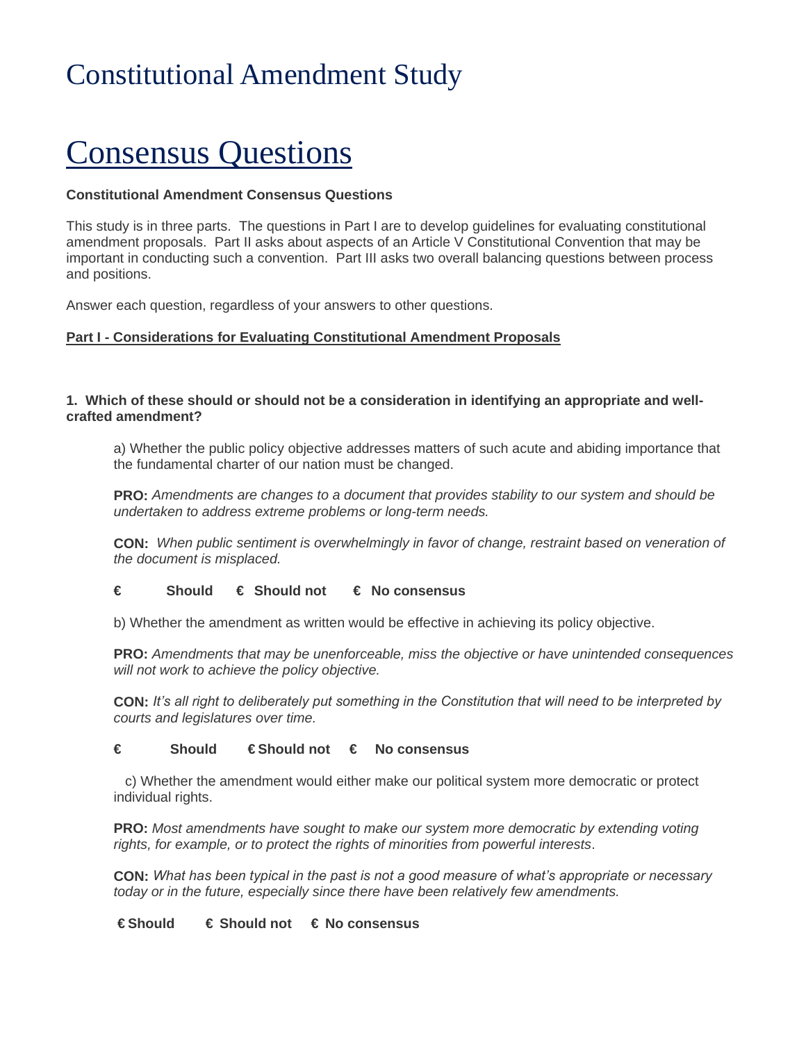# Constitutional Amendment Study

# Consensus Questions

**Constitutional Amendment Consensus Questions**

This study is in three parts. The questions in Part I are to develop guidelines for evaluating constitutional amendment proposals. Part II asks about aspects of an Article V Constitutional Convention that may be important in conducting such a convention. Part III asks two overall balancing questions between process and positions.

Answer each question, regardless of your answers to other questions.

**Part I - Considerations for Evaluating Constitutional Amendment Proposals**

**1. Which of these should or should not be a consideration in identifying an appropriate and well-crafted amendment?**

a) Whether the public policy objective addresses matters of such acute and abiding importance that the fundamental charter of our nation must be changed.

**PRO:** *Amendments are changes to a document that provides stability to our system and should be undertaken to address extreme problems or long-term needs.*

**CON:** *When public sentiment is overwhelmingly in favor of change, restraint based on veneration of the document is misplaced.*

**€ Should € Should not € No consensus**

b) Whether the amendment as written would be effective in achieving its policy objective.

**PRO:** *Amendments that may be unenforceable, miss the objective or have unintended consequences will not work to achieve the policy objective.*

**CON:** *It's all right to deliberately put something in the Constitution that will need to be interpreted by courts and legislatures over time.*

**€ Should € Should not € No consensus**

c) Whether the amendment would either make our political system more democratic or protect individual rights.

**PRO:** *Most amendments have sought to make our system more democratic by extending voting rights, for example, or to protect the rights of minorities from powerful interests*.

**CON:** *What has been typical in the past is not a good measure of what's appropriate or necessary today or in the future, especially since there have been relatively few amendments.*

**€ Should € Should not € No consensus**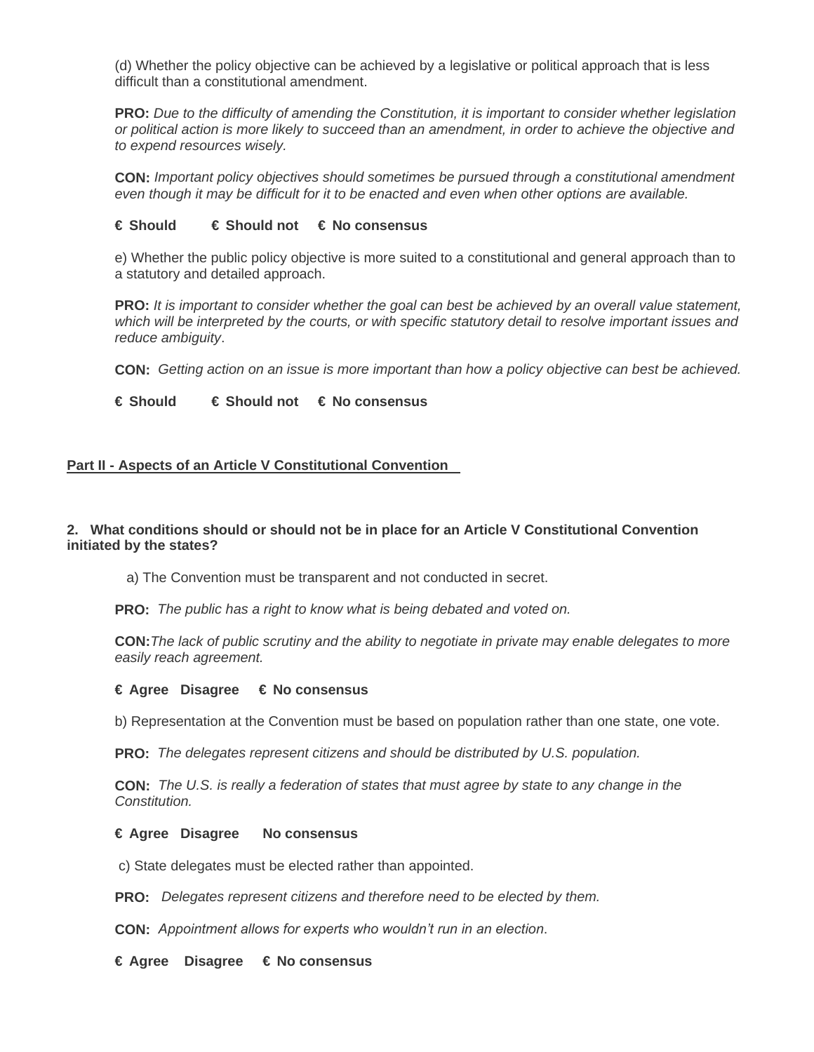(d) Whether the policy objective can be achieved by a legislative or political approach that is less difficult than a constitutional amendment.

**PRO:** *Due to the difficulty of amending the Constitution, it is important to consider whether legislation or political action is more likely to succeed than an amendment, in order to achieve the objective and to expend resources wisely.*

**CON:** *Important policy objectives should sometimes be pursued through a constitutional amendment even though it may be difficult for it to be enacted and even when other options are available.*

**€ Should € Should not € No consensus**

e) Whether the public policy objective is more suited to a constitutional and general approach than to a statutory and detailed approach.

**PRO:** *It is important to consider whether the goal can best be achieved by an overall value statement, which will be interpreted by the courts, or with specific statutory detail to resolve important issues and reduce ambiguity*.

**CON:** *Getting action on an issue is more important than how a policy objective can best be achieved.*

**€ Should € Should not € No consensus**

**Part II - Aspects of an Article V Constitutional Convention**

**2. What conditions should or should not be in place for an Article V Constitutional Convention initiated by the states?**

a) The Convention must be transparent and not conducted in secret.

**PRO:** *The public has a right to know what is being debated and voted on.*

**CON:***The lack of public scrutiny and the ability to negotiate in private may enable delegates to more easily reach agreement.*

**€ Agree Disagree € No consensus**

b) Representation at the Convention must be based on population rather than one state, one vote.

**PRO:** *The delegates represent citizens and should be distributed by U.S. population.*

**CON:** *The U.S. is really a federation of states that must agree by state to any change in the Constitution.*

**€ Agree Disagree No consensus**

c) State delegates must be elected rather than appointed.

**PRO:** *Delegates represent citizens and therefore need to be elected by them.*

**CON:** *Appointment allows for experts who wouldn't run in an election*.

**€ Agree Disagree € No consensus**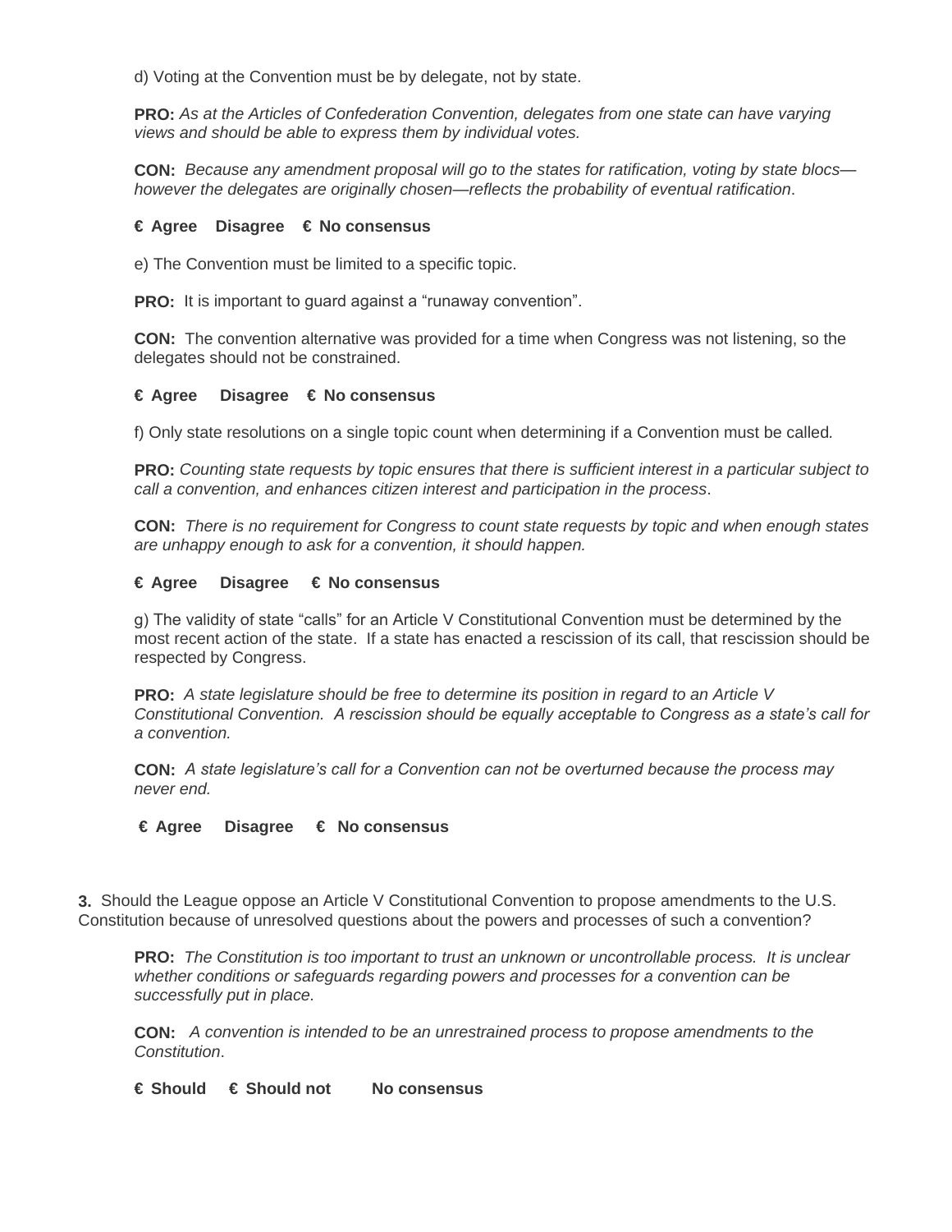d) Voting at the Convention must be by delegate, not by state.

**PRO:** *As at the Articles of Confederation Convention, delegates from one state can have varying views and should be able to express them by individual votes.*

**CON:** *Because any amendment proposal will go to the states for ratification, voting by state blocs—however the delegates are originally chosen—reflects the probability of eventual ratification*.

**€ Agree Disagree € No consensus**

e) The Convention must be limited to a specific topic.

**PRO:** It is important to guard against a "runaway convention".

**CON:** The convention alternative was provided for a time when Congress was not listening, so the delegates should not be constrained.

**€ Agree Disagree € No consensus**

f) Only state resolutions on a single topic count when determining if a Convention must be called.

**PRO:** *Counting state requests by topic ensures that there is sufficient interest in a particular subject to call a convention, and enhances citizen interest and participation in the process*.

**CON:** *There is no requirement for Congress to count state requests by topic and when enough states are unhappy enough to ask for a convention, it should happen.*

**€ Agree Disagree € No consensus**

g) The validity of state "calls" for an Article V Constitutional Convention must be determined by the most recent action of the state. If a state has enacted a rescission of its call, that rescission should be respected by Congress.

**PRO:** *A state legislature should be free to determine its position in regard to an Article V Constitutional Convention. A rescission should be equally acceptable to Congress as a state's call for a convention.*

**CON:** *A state legislature's call for a Convention can not be overturned because the process may never end.*

**€ Agree Disagree € No consensus**

**3.** Should the League oppose an Article V Constitutional Convention to propose amendments to the U.S. Constitution because of unresolved questions about the powers and processes of such a convention?

**PRO:** *The Constitution is too important to trust an unknown or uncontrollable process. It is unclear whether conditions or safeguards regarding powers and processes for a convention can be successfully put in place.*

**CON:** *A convention is intended to be an unrestrained process to propose amendments to the Constitution*.

**€ Should € Should not No consensus**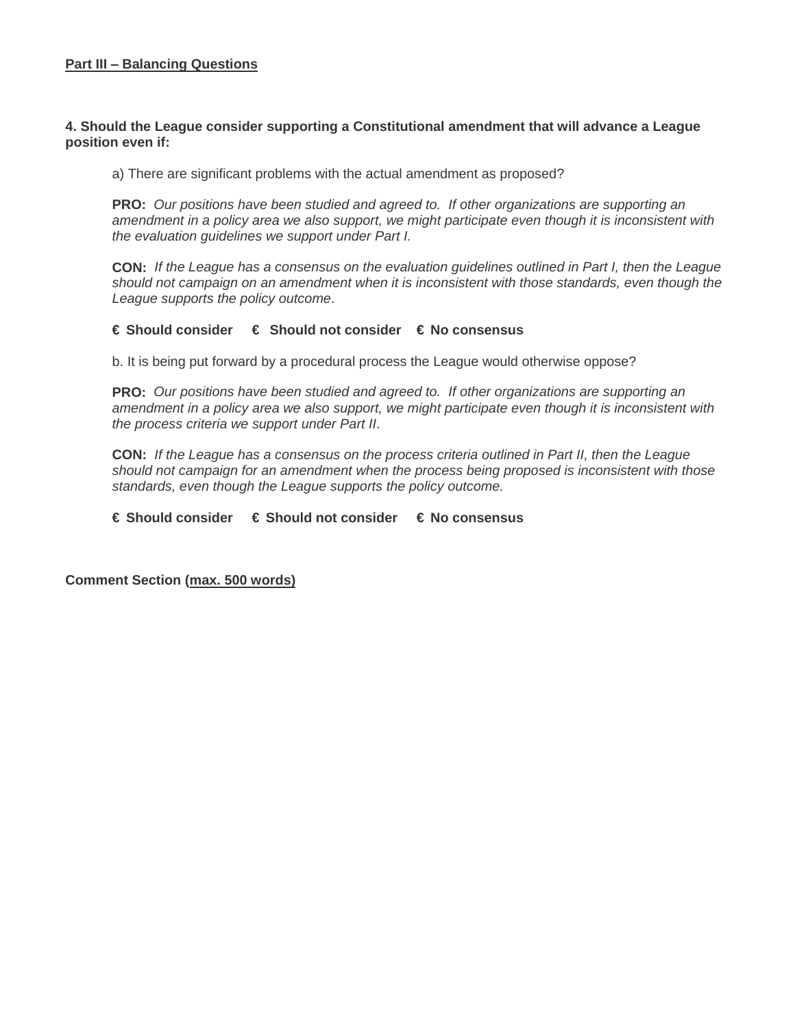**Part III – Balancing Questions**

**4. Should the League consider supporting a Constitutional amendment that will advance a League position even if:**

a) There are significant problems with the actual amendment as proposed?

**PRO:** *Our positions have been studied and agreed to. If other organizations are supporting an amendment in a policy area we also support, we might participate even though it is inconsistent with the evaluation guidelines we support under Part I.*

**CON:** *If the League has a consensus on the evaluation guidelines outlined in Part I, then the League should not campaign on an amendment when it is inconsistent with those standards, even though the League supports the policy outcome*.

**€ Should consider € Should not consider € No consensus**

b. It is being put forward by a procedural process the League would otherwise oppose?

**PRO:** *Our positions have been studied and agreed to. If other organizations are supporting an amendment in a policy area we also support, we might participate even though it is inconsistent with the process criteria we support under Part II*.

**CON:** *If the League has a consensus on the process criteria outlined in Part II, then the League should not campaign for an amendment when the process being proposed is inconsistent with those standards, even though the League supports the policy outcome.*

**€ Should consider € Should not consider € No consensus**

**Comment Section (max. 500 words)**